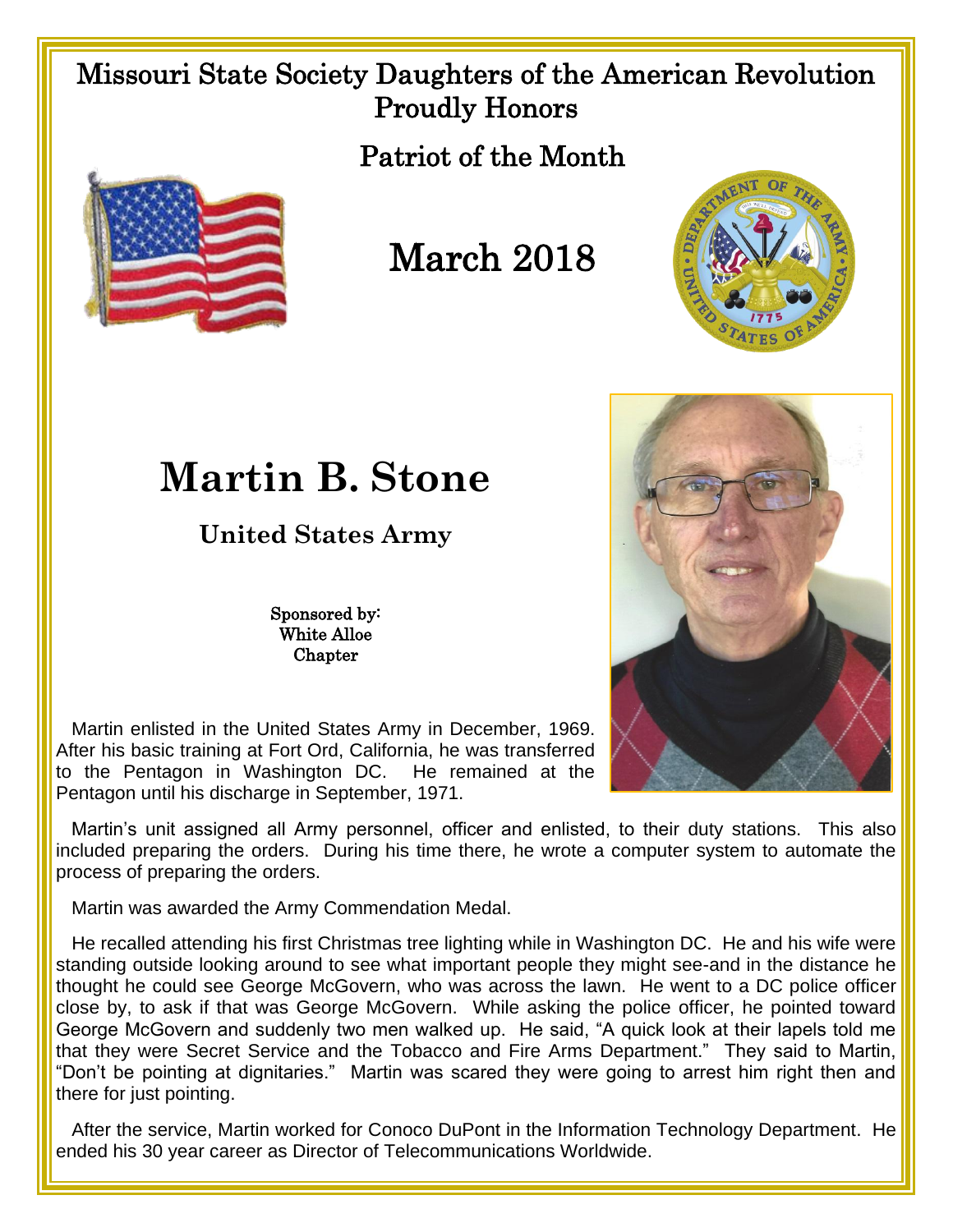Missouri State Society Daughters of the American Revolution
Proudly Honors

Patriot of the Month

March 2018

# Martin B. Stone

**United States Army**

Sponsored by:
White Alloe
Chapter

Martin enlisted in the United States Army in December, 1969. After his basic training at Fort Ord, California, he was transferred to the Pentagon in Washington DC. He remained at the Pentagon until his discharge in September, 1971.

Martin's unit assigned all Army personnel, officer and enlisted, to their duty stations. This also included preparing the orders. During his time there, he wrote a computer system to automate the process of preparing the orders.

Martin was awarded the Army Commendation Medal.

He recalled attending his first Christmas tree lighting while in Washington DC. He and his wife were standing outside looking around to see what important people they might see-and in the distance he thought he could see George McGovern, who was across the lawn. He went to a DC police officer close by, to ask if that was George McGovern. While asking the police officer, he pointed toward George McGovern and suddenly two men walked up. He said, "A quick look at their lapels told me that they were Secret Service and the Tobacco and Fire Arms Department." They said to Martin, "Don't be pointing at dignitaries." Martin was scared they were going to arrest him right then and there for just pointing.

After the service, Martin worked for Conoco DuPont in the Information Technology Department. He ended his 30 year career as Director of Telecommunications Worldwide.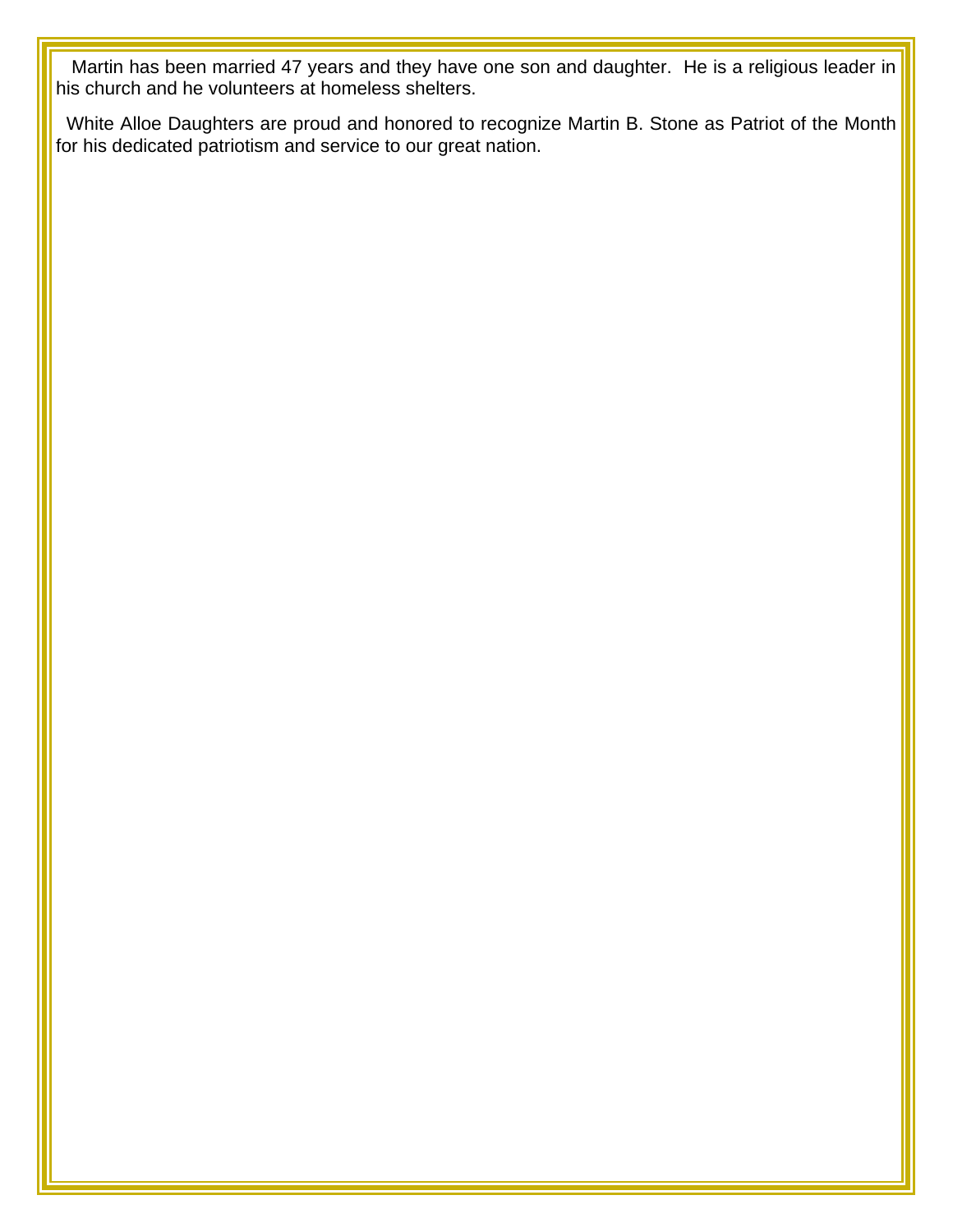Martin has been married 47 years and they have one son and daughter. He is a religious leader in his church and he volunteers at homeless shelters.

White Alloe Daughters are proud and honored to recognize Martin B. Stone as Patriot of the Month for his dedicated patriotism and service to our great nation.